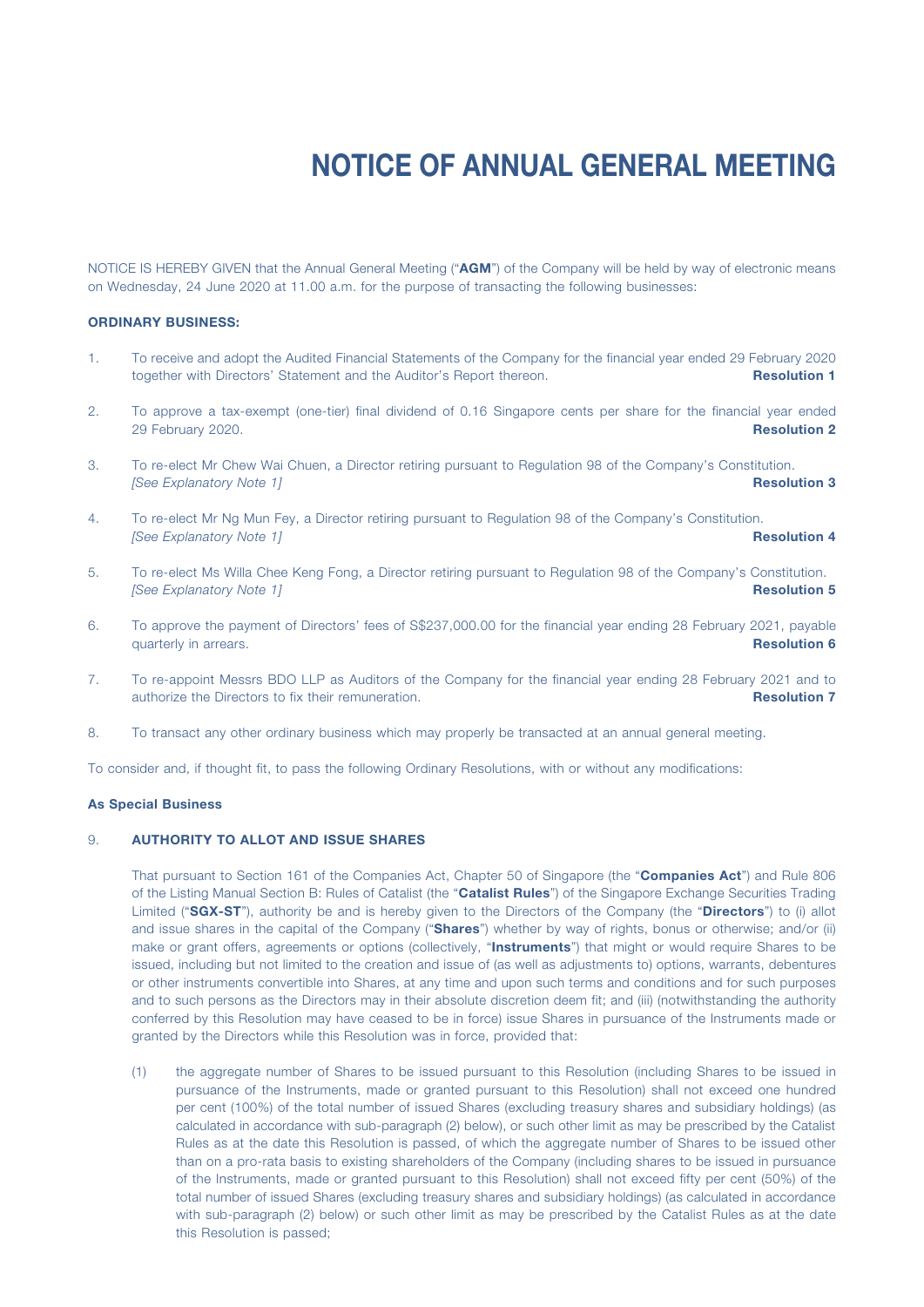# NOTICE OF ANNUAL GENERAL MEETING

NOTICE IS HEREBY GIVEN that the Annual General Meeting ("**AGM**") of the Company will be held by way of electronic means on Wednesday, 24 June 2020 at 11.00 a.m. for the purpose of transacting the following businesses:

**ORDINARY BUSINESS:**

1. To receive and adopt the Audited Financial Statements of the Company for the financial year ended 29 February 2020 together with Directors' Statement and the Auditor's Report thereon. **Resolution 1**

2. To approve a tax-exempt (one-tier) final dividend of 0.16 Singapore cents per share for the financial year ended 29 February 2020. **Resolution 2**

3. To re-elect Mr Chew Wai Chuen, a Director retiring pursuant to Regulation 98 of the Company's Constitution. *[See Explanatory Note 1]* **Resolution 3**

4. To re-elect Mr Ng Mun Fey, a Director retiring pursuant to Regulation 98 of the Company's Constitution. *[See Explanatory Note 1]* **Resolution 4**

5. To re-elect Ms Willa Chee Keng Fong, a Director retiring pursuant to Regulation 98 of the Company's Constitution. *[See Explanatory Note 1]* **Resolution 5**

6. To approve the payment of Directors' fees of S$237,000.00 for the financial year ending 28 February 2021, payable quarterly in arrears. **Resolution 6**

7. To re-appoint Messrs BDO LLP as Auditors of the Company for the financial year ending 28 February 2021 and to authorize the Directors to fix their remuneration. **Resolution 7**

8. To transact any other ordinary business which may properly be transacted at an annual general meeting.

To consider and, if thought fit, to pass the following Ordinary Resolutions, with or without any modifications:

**As Special Business**

9. **AUTHORITY TO ALLOT AND ISSUE SHARES**

   That pursuant to Section 161 of the Companies Act, Chapter 50 of Singapore (the "**Companies Act**") and Rule 806 of the Listing Manual Section B: Rules of Catalist (the "**Catalist Rules**") of the Singapore Exchange Securities Trading Limited ("**SGX-ST**"), authority be and is hereby given to the Directors of the Company (the "**Directors**") to (i) allot and issue shares in the capital of the Company ("**Shares**") whether by way of rights, bonus or otherwise; and/or (ii) make or grant offers, agreements or options (collectively, "**Instruments**") that might or would require Shares to be issued, including but not limited to the creation and issue of (as well as adjustments to) options, warrants, debentures or other instruments convertible into Shares, at any time and upon such terms and conditions and for such purposes and to such persons as the Directors may in their absolute discretion deem fit; and (iii) (notwithstanding the authority conferred by this Resolution may have ceased to be in force) issue Shares in pursuance of the Instruments made or granted by the Directors while this Resolution was in force, provided that:

   (1) the aggregate number of Shares to be issued pursuant to this Resolution (including Shares to be issued in pursuance of the Instruments, made or granted pursuant to this Resolution) shall not exceed one hundred per cent (100%) of the total number of issued Shares (excluding treasury shares and subsidiary holdings) (as calculated in accordance with sub-paragraph (2) below), or such other limit as may be prescribed by the Catalist Rules as at the date this Resolution is passed, of which the aggregate number of Shares to be issued other than on a pro-rata basis to existing shareholders of the Company (including shares to be issued in pursuance of the Instruments, made or granted pursuant to this Resolution) shall not exceed fifty per cent (50%) of the total number of issued Shares (excluding treasury shares and subsidiary holdings) (as calculated in accordance with sub-paragraph (2) below) or such other limit as may be prescribed by the Catalist Rules as at the date this Resolution is passed;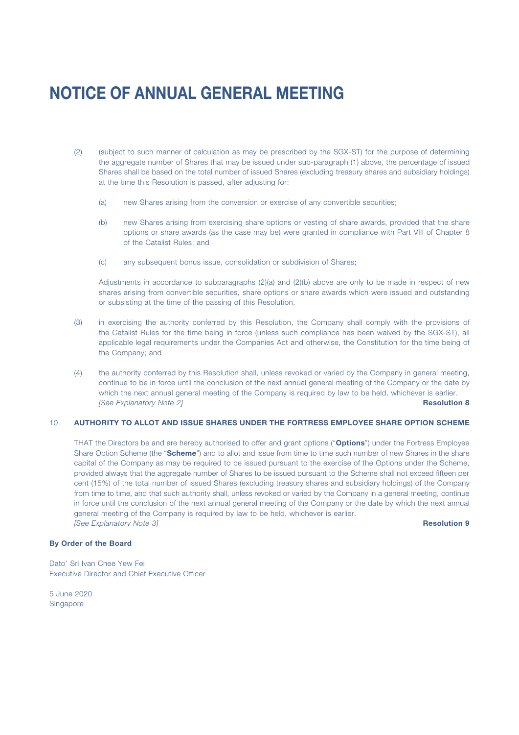# NOTICE OF ANNUAL GENERAL MEETING

(2) (subject to such manner of calculation as may be prescribed by the SGX-ST) for the purpose of determining the aggregate number of Shares that may be issued under sub-paragraph (1) above, the percentage of issued Shares shall be based on the total number of issued Shares (excluding treasury shares and subsidiary holdings) at the time this Resolution is passed, after adjusting for:

(a) new Shares arising from the conversion or exercise of any convertible securities;

(b) new Shares arising from exercising share options or vesting of share awards, provided that the share options or share awards (as the case may be) were granted in compliance with Part VIII of Chapter 8 of the Catalist Rules; and

(c) any subsequent bonus issue, consolidation or subdivision of Shares;

Adjustments in accordance to subparagraphs (2)(a) and (2)(b) above are only to be made in respect of new shares arising from convertible securities, share options or share awards which were issued and outstanding or subsisting at the time of the passing of this Resolution.

(3) in exercising the authority conferred by this Resolution, the Company shall comply with the provisions of the Catalist Rules for the time being in force (unless such compliance has been waived by the SGX-ST), all applicable legal requirements under the Companies Act and otherwise, the Constitution for the time being of the Company; and

(4) the authority conferred by this Resolution shall, unless revoked or varied by the Company in general meeting, continue to be in force until the conclusion of the next annual general meeting of the Company or the date by which the next annual general meeting of the Company is required by law to be held, whichever is earlier.
*[See Explanatory Note 2]* **Resolution 8**

10. **AUTHORITY TO ALLOT AND ISSUE SHARES UNDER THE FORTRESS EMPLOYEE SHARE OPTION SCHEME**

THAT the Directors be and are hereby authorised to offer and grant options ("**Options**") under the Fortress Employee Share Option Scheme (the "**Scheme**") and to allot and issue from time to time such number of new Shares in the share capital of the Company as may be required to be issued pursuant to the exercise of the Options under the Scheme, provided always that the aggregate number of Shares to be issued pursuant to the Scheme shall not exceed fifteen per cent (15%) of the total number of issued Shares (excluding treasury shares and subsidiary holdings) of the Company from time to time, and that such authority shall, unless revoked or varied by the Company in a general meeting, continue in force until the conclusion of the next annual general meeting of the Company or the date by which the next annual general meeting of the Company is required by law to be held, whichever is earlier.
*[See Explanatory Note 3]* **Resolution 9**

**By Order of the Board**

Dato' Sri Ivan Chee Yew Fei
Executive Director and Chief Executive Officer

5 June 2020
Singapore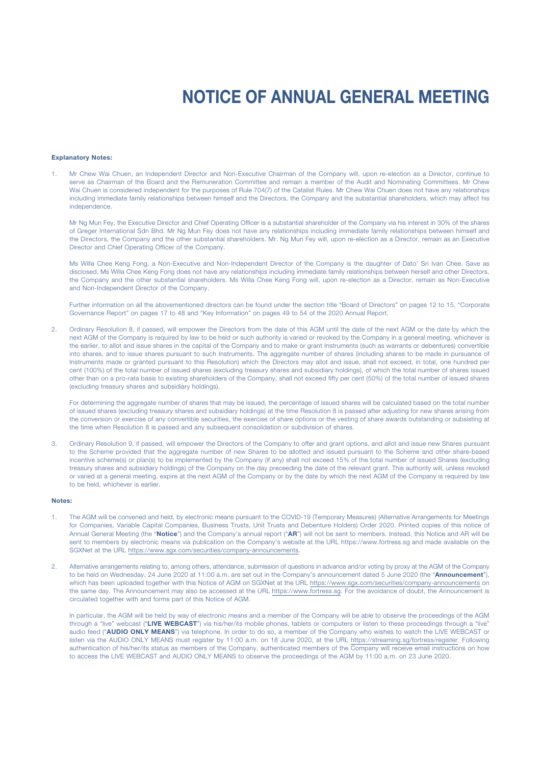# NOTICE OF ANNUAL GENERAL MEETING

**Explanatory Notes:**

1. Mr Chew Wai Chuen, an Independent Director and Non-Executive Chairman of the Company will, upon re-election as a Director, continue to serve as Chairman of the Board and the Remuneration Committee and remain a member of the Audit and Nominating Committees. Mr Chew Wai Chuen is considered independent for the purposes of Rule 704(7) of the Catalist Rules. Mr Chew Wai Chuen does not have any relationships including immediate family relationships between himself and the Directors, the Company and the substantial shareholders, which may affect his independence.

   Mr Ng Mun Fey, the Executive Director and Chief Operating Officer is a substantial shareholder of the Company via his interest in 30% of the shares of Greger International Sdn Bhd. Mr Ng Mun Fey does not have any relationships including immediate family relationships between himself and the Directors, the Company and the other substantial shareholders. Mr. Ng Mun Fey will, upon re-election as a Director, remain as an Executive Director and Chief Operating Officer of the Company.

   Ms Willa Chee Keng Fong, a Non-Executive and Non-Independent Director of the Company is the daughter of Dato' Sri Ivan Chee. Save as disclosed, Ms Willa Chee Keng Fong does not have any relationships including immediate family relationships between herself and other Directors, the Company and the other substantial shareholders. Ms Willa Chee Keng Fong will, upon re-election as a Director, remain as Non-Executive and Non-Independent Director of the Company.

   Further information on all the abovementioned directors can be found under the section title "Board of Directors" on pages 12 to 15, "Corporate Governance Report" on pages 17 to 48 and "Key Information" on pages 49 to 54 of the 2020 Annual Report.

2. Ordinary Resolution 8, if passed, will empower the Directors from the date of this AGM until the date of the next AGM or the date by which the next AGM of the Company is required by law to be held or such authority is varied or revoked by the Company in a general meeting, whichever is the earlier, to allot and issue shares in the capital of the Company and to make or grant Instruments (such as warrants or debentures) convertible into shares, and to issue shares pursuant to such Instruments. The aggregate number of shares (including shares to be made in pursuance of Instruments made or granted pursuant to this Resolution) which the Directors may allot and issue, shall not exceed, in total, one hundred per cent (100%) of the total number of issued shares (excluding treasury shares and subsidiary holdings), of which the total number of shares issued other than on a pro-rata basis to existing shareholders of the Company, shall not exceed fifty per cent (50%) of the total number of issued shares (excluding treasury shares and subsidiary holdings).

   For determining the aggregate number of shares that may be issued, the percentage of issued shares will be calculated based on the total number of issued shares (excluding treasury shares and subsidiary holdings) at the time Resolution 8 is passed after adjusting for new shares arising from the conversion or exercise of any convertible securities, the exercise of share options or the vesting of share awards outstanding or subsisting at the time when Resolution 8 is passed and any subsequent consolidation or subdivision of shares.

3. Ordinary Resolution 9, if passed, will empower the Directors of the Company to offer and grant options, and allot and issue new Shares pursuant to the Scheme provided that the aggregate number of new Shares to be allotted and issued pursuant to the Scheme and other share-based incentive scheme(s) or plan(s) to be implemented by the Company (if any) shall not exceed 15% of the total number of issued Shares (excluding treasury shares and subsidiary holdings) of the Company on the day preceeding the date of the relevant grant. This authority will, unless revoked or varied at a general meeting, expire at the next AGM of the Company or by the date by which the next AGM of the Company is required by law to be held, whichever is earlier.

**Notes:**

1. The AGM will be convened and held, by electronic means pursuant to the COVID-19 (Temporary Measures) (Alternative Arrangements for Meetings for Companies, Variable Capital Companies, Business Trusts, Unit Trusts and Debenture Holders) Order 2020. Printed copies of this notice of Annual General Meeting (the "**Notice**") and the Company's annual report ("**AR**") will not be sent to members. Instead, this Notice and AR will be sent to members by electronic means via publication on the Company's website at the URL https://www.fortress.sg and made available on the SGXNet at the URL https://www.sgx.com/securities/company-announcements.

2. Alternative arrangements relating to, among others, attendance, submission of questions in advance and/or voting by proxy at the AGM of the Company to be held on Wednesday, 24 June 2020 at 11:00 a.m. are set out in the Company's announcement dated 5 June 2020 (the "**Announcement**"), which has been uploaded together with this Notice of AGM on SGXNet at the URL https://www.sgx.com/securities/company-announcements on the same day. The Announcement may also be accessed at the URL https://www.fortress.sg. For the avoidance of doubt, the Announcement is circulated together with and forms part of this Notice of AGM.

   In particular, the AGM will be held by way of electronic means and a member of the Company will be able to observe the proceedings of the AGM through a "live" webcast ("**LIVE WEBCAST**") via his/her/its mobile phones, tablets or computers or listen to these proceedings through a "live" audio feed ("**AUDIO ONLY MEANS**") via telephone. In order to do so, a member of the Company who wishes to watch the LIVE WEBCAST or listen via the AUDIO ONLY MEANS must register by 11:00 a.m. on 18 June 2020, at the URL https://streaming.sg/fortress/register. Following authentication of his/her/its status as members of the Company, authenticated members of the Company will receive email instructions on how to access the LIVE WEBCAST and AUDIO ONLY MEANS to observe the proceedings of the AGM by 11:00 a.m. on 23 June 2020.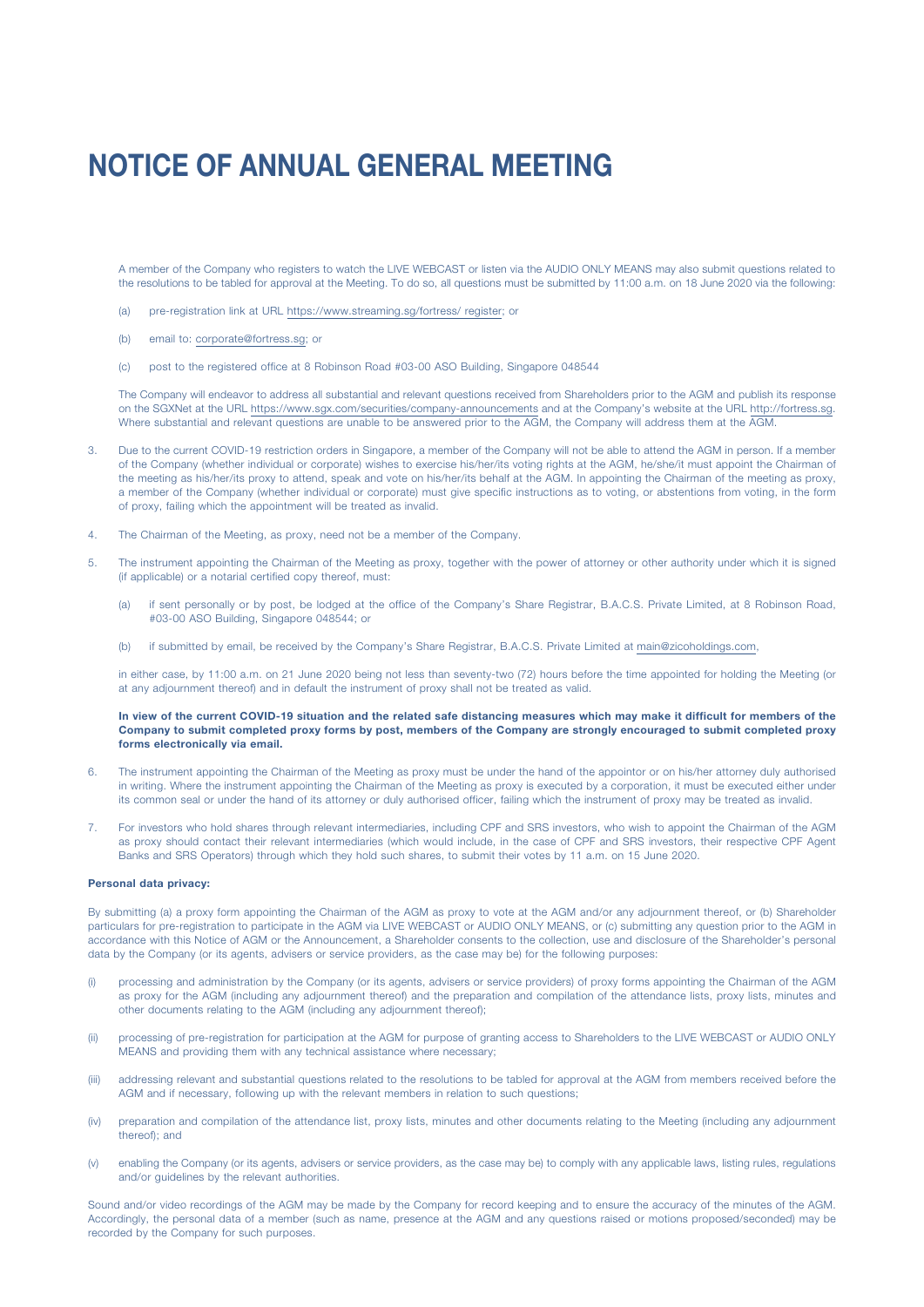# NOTICE OF ANNUAL GENERAL MEETING

A member of the Company who registers to watch the LIVE WEBCAST or listen via the AUDIO ONLY MEANS may also submit questions related to the resolutions to be tabled for approval at the Meeting. To do so, all questions must be submitted by 11:00 a.m. on 18 June 2020 via the following:

(a) pre-registration link at URL https://www.streaming.sg/fortress/ register; or

(b) email to: corporate@fortress.sg; or

(c) post to the registered office at 8 Robinson Road #03-00 ASO Building, Singapore 048544

The Company will endeavor to address all substantial and relevant questions received from Shareholders prior to the AGM and publish its response on the SGXNet at the URL https://www.sgx.com/securities/company-announcements and at the Company's website at the URL http://fortress.sg. Where substantial and relevant questions are unable to be answered prior to the AGM, the Company will address them at the AGM.

3. Due to the current COVID-19 restriction orders in Singapore, a member of the Company will not be able to attend the AGM in person. If a member of the Company (whether individual or corporate) wishes to exercise his/her/its voting rights at the AGM, he/she/it must appoint the Chairman of the meeting as his/her/its proxy to attend, speak and vote on his/her/its behalf at the AGM. In appointing the Chairman of the meeting as proxy, a member of the Company (whether individual or corporate) must give specific instructions as to voting, or abstentions from voting, in the form of proxy, failing which the appointment will be treated as invalid.

4. The Chairman of the Meeting, as proxy, need not be a member of the Company.

5. The instrument appointing the Chairman of the Meeting as proxy, together with the power of attorney or other authority under which it is signed (if applicable) or a notarial certified copy thereof, must:

   (a) if sent personally or by post, be lodged at the office of the Company's Share Registrar, B.A.C.S. Private Limited, at 8 Robinson Road, #03-00 ASO Building, Singapore 048544; or

   (b) if submitted by email, be received by the Company's Share Registrar, B.A.C.S. Private Limited at main@zicoholdings.com,

   in either case, by 11:00 a.m. on 21 June 2020 being not less than seventy-two (72) hours before the time appointed for holding the Meeting (or at any adjournment thereof) and in default the instrument of proxy shall not be treated as valid.

   **In view of the current COVID-19 situation and the related safe distancing measures which may make it difficult for members of the Company to submit completed proxy forms by post, members of the Company are strongly encouraged to submit completed proxy forms electronically via email.**

6. The instrument appointing the Chairman of the Meeting as proxy must be under the hand of the appointor or on his/her attorney duly authorised in writing. Where the instrument appointing the Chairman of the Meeting as proxy is executed by a corporation, it must be executed either under its common seal or under the hand of its attorney or duly authorised officer, failing which the instrument of proxy may be treated as invalid.

7. For investors who hold shares through relevant intermediaries, including CPF and SRS investors, who wish to appoint the Chairman of the AGM as proxy should contact their relevant intermediaries (which would include, in the case of CPF and SRS investors, their respective CPF Agent Banks and SRS Operators) through which they hold such shares, to submit their votes by 11 a.m. on 15 June 2020.

**Personal data privacy:**

By submitting (a) a proxy form appointing the Chairman of the AGM as proxy to vote at the AGM and/or any adjournment thereof, or (b) Shareholder particulars for pre-registration to participate in the AGM via LIVE WEBCAST or AUDIO ONLY MEANS, or (c) submitting any question prior to the AGM in accordance with this Notice of AGM or the Announcement, a Shareholder consents to the collection, use and disclosure of the Shareholder's personal data by the Company (or its agents, advisers or service providers, as the case may be) for the following purposes:

(i) processing and administration by the Company (or its agents, advisers or service providers) of proxy forms appointing the Chairman of the AGM as proxy for the AGM (including any adjournment thereof) and the preparation and compilation of the attendance lists, proxy lists, minutes and other documents relating to the AGM (including any adjournment thereof);

(ii) processing of pre-registration for participation at the AGM for purpose of granting access to Shareholders to the LIVE WEBCAST or AUDIO ONLY MEANS and providing them with any technical assistance where necessary;

(iii) addressing relevant and substantial questions related to the resolutions to be tabled for approval at the AGM from members received before the AGM and if necessary, following up with the relevant members in relation to such questions;

(iv) preparation and compilation of the attendance list, proxy lists, minutes and other documents relating to the Meeting (including any adjournment thereof); and

(v) enabling the Company (or its agents, advisers or service providers, as the case may be) to comply with any applicable laws, listing rules, regulations and/or guidelines by the relevant authorities.

Sound and/or video recordings of the AGM may be made by the Company for record keeping and to ensure the accuracy of the minutes of the AGM. Accordingly, the personal data of a member (such as name, presence at the AGM and any questions raised or motions proposed/seconded) may be recorded by the Company for such purposes.